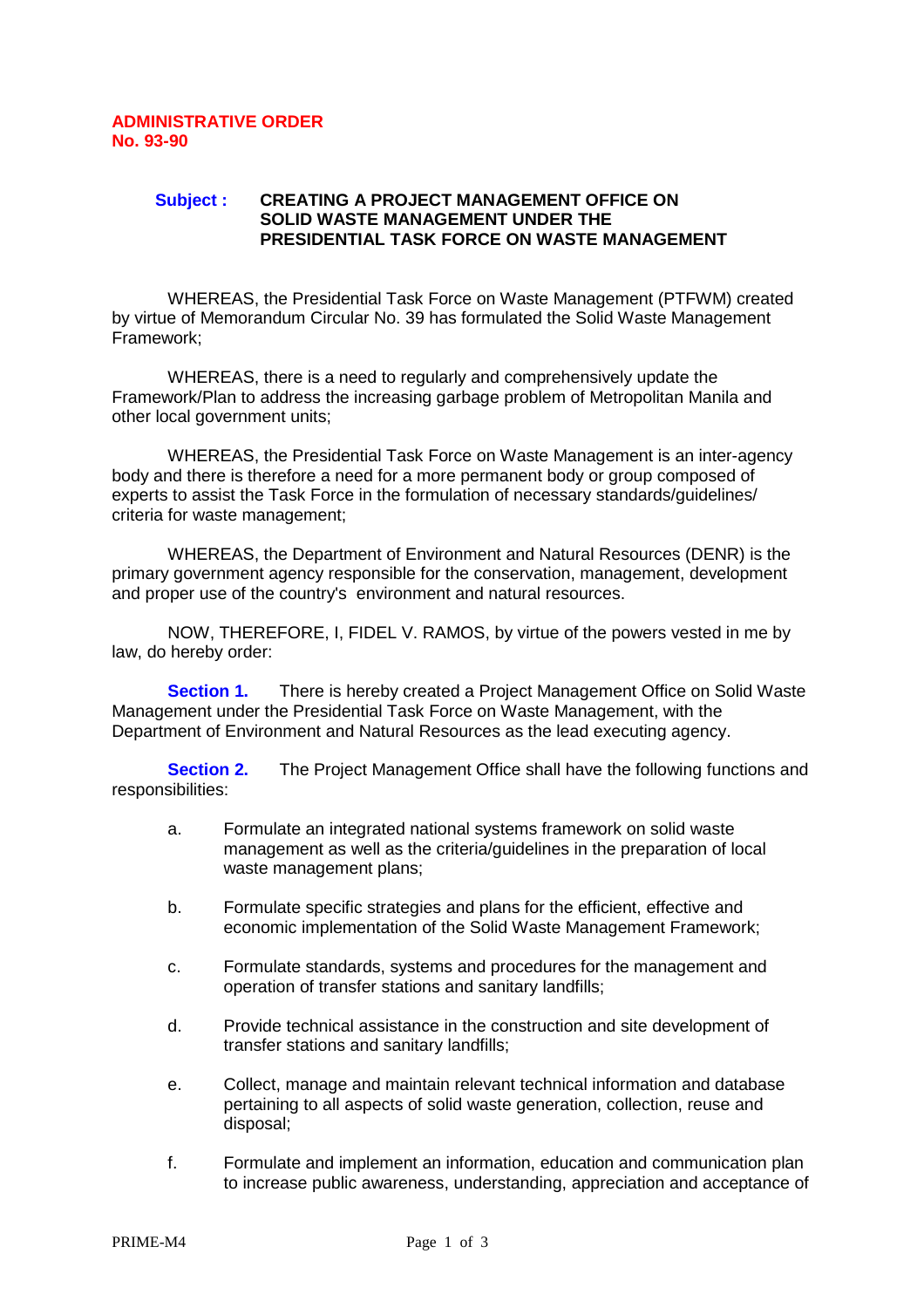**ADMINISTRATIVE ORDER**
**No. 93-90**

**Subject :** **CREATING A PROJECT MANAGEMENT OFFICE ON SOLID WASTE MANAGEMENT UNDER THE PRESIDENTIAL TASK FORCE ON WASTE MANAGEMENT**

WHEREAS, the Presidential Task Force on Waste Management (PTFWM) created by virtue of Memorandum Circular No. 39 has formulated the Solid Waste Management Framework;

WHEREAS, there is a need to regularly and comprehensively update the Framework/Plan to address the increasing garbage problem of Metropolitan Manila and other local government units;

WHEREAS, the Presidential Task Force on Waste Management is an inter-agency body and there is therefore a need for a more permanent body or group composed of experts to assist the Task Force in the formulation of necessary standards/guidelines/ criteria for waste management;

WHEREAS, the Department of Environment and Natural Resources (DENR) is the primary government agency responsible for the conservation, management, development and proper use of the country's environment and natural resources.

NOW, THEREFORE, I, FIDEL V. RAMOS, by virtue of the powers vested in me by law, do hereby order:

**Section 1.** There is hereby created a Project Management Office on Solid Waste Management under the Presidential Task Force on Waste Management, with the Department of Environment and Natural Resources as the lead executing agency.

**Section 2.** The Project Management Office shall have the following functions and responsibilities:

a. Formulate an integrated national systems framework on solid waste management as well as the criteria/guidelines in the preparation of local waste management plans;

b. Formulate specific strategies and plans for the efficient, effective and economic implementation of the Solid Waste Management Framework;

c. Formulate standards, systems and procedures for the management and operation of transfer stations and sanitary landfills;

d. Provide technical assistance in the construction and site development of transfer stations and sanitary landfills;

e. Collect, manage and maintain relevant technical information and database pertaining to all aspects of solid waste generation, collection, reuse and disposal;

f. Formulate and implement an information, education and communication plan to increase public awareness, understanding, appreciation and acceptance of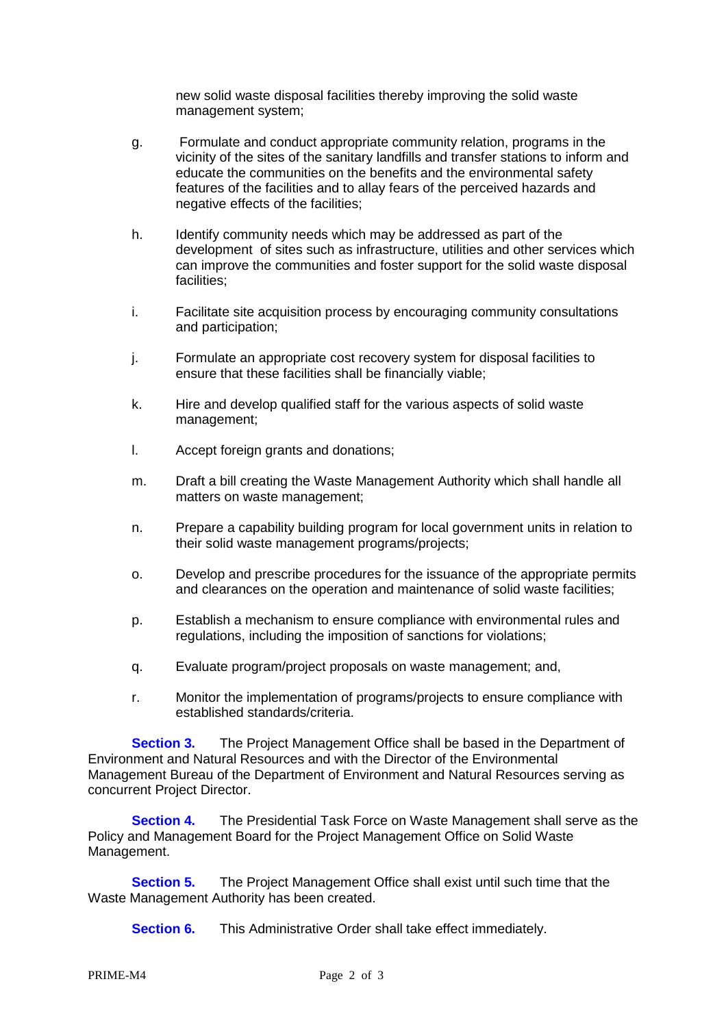new solid waste disposal facilities thereby improving the solid waste management system;

g. Formulate and conduct appropriate community relation, programs in the vicinity of the sites of the sanitary landfills and transfer stations to inform and educate the communities on the benefits and the environmental safety features of the facilities and to allay fears of the perceived hazards and negative effects of the facilities;

h. Identify community needs which may be addressed as part of the development of sites such as infrastructure, utilities and other services which can improve the communities and foster support for the solid waste disposal facilities;

i. Facilitate site acquisition process by encouraging community consultations and participation;

j. Formulate an appropriate cost recovery system for disposal facilities to ensure that these facilities shall be financially viable;

k. Hire and develop qualified staff for the various aspects of solid waste management;

l. Accept foreign grants and donations;

m. Draft a bill creating the Waste Management Authority which shall handle all matters on waste management;

n. Prepare a capability building program for local government units in relation to their solid waste management programs/projects;

o. Develop and prescribe procedures for the issuance of the appropriate permits and clearances on the operation and maintenance of solid waste facilities;

p. Establish a mechanism to ensure compliance with environmental rules and regulations, including the imposition of sanctions for violations;

q. Evaluate program/project proposals on waste management; and,

r. Monitor the implementation of programs/projects to ensure compliance with established standards/criteria.

**Section 3.** The Project Management Office shall be based in the Department of Environment and Natural Resources and with the Director of the Environmental Management Bureau of the Department of Environment and Natural Resources serving as concurrent Project Director.

**Section 4.** The Presidential Task Force on Waste Management shall serve as the Policy and Management Board for the Project Management Office on Solid Waste Management.

**Section 5.** The Project Management Office shall exist until such time that the Waste Management Authority has been created.

**Section 6.** This Administrative Order shall take effect immediately.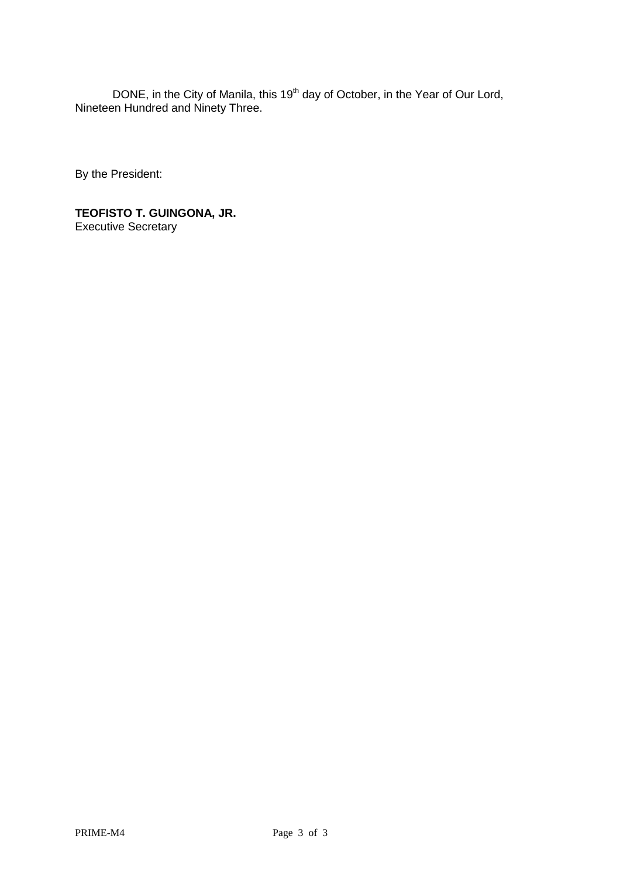DONE, in the City of Manila, this 19th day of October, in the Year of Our Lord, Nineteen Hundred and Ninety Three.

By the President:

**TEOFISTO T. GUINGONA, JR.**
Executive Secretary